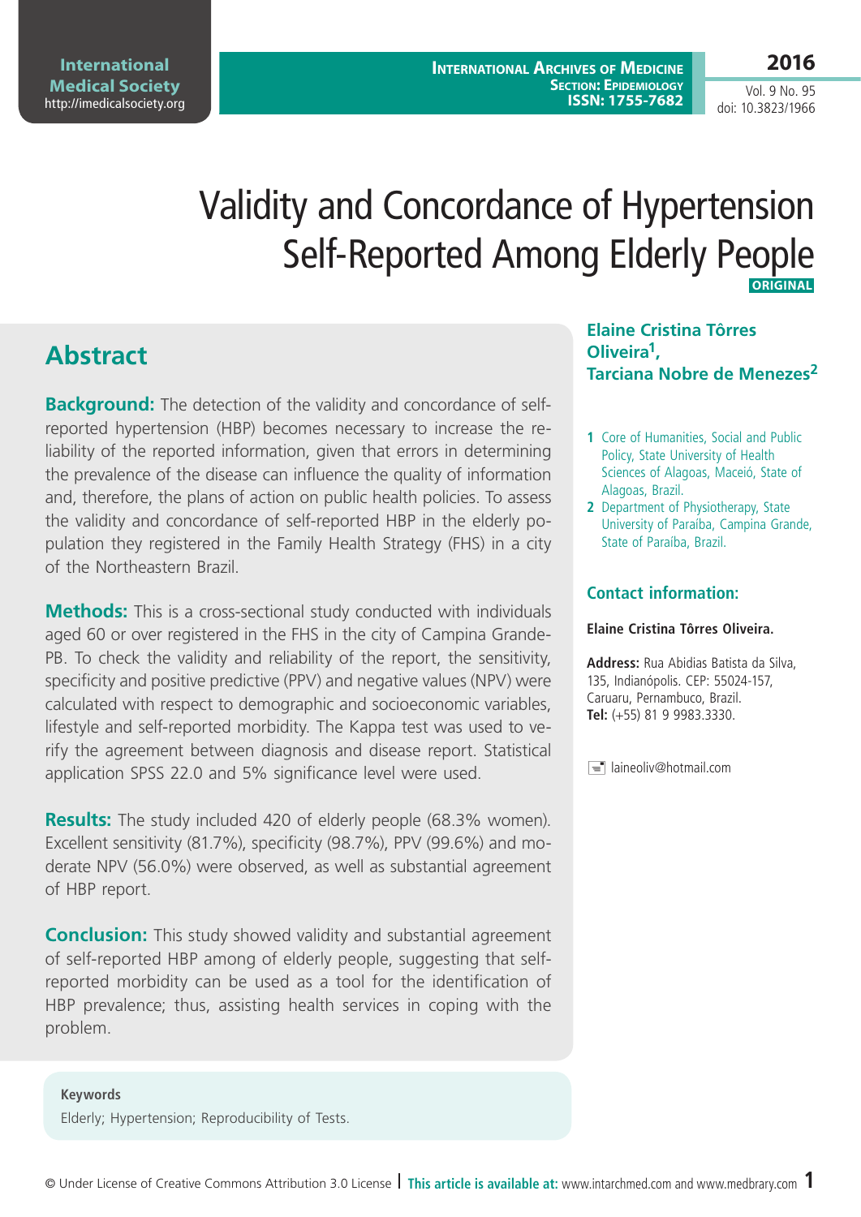# Validity and Concordance of Hypertension Self-Reported Among Elderly People

ORIGINAL

**Elaine Cristina Tôrres Oliveira**[1], **Tarciana Nobre de Menezes**[2]

1 Core of Humanities, Social and Public Policy, State University of Health Sciences of Alagoas, Maceió, State of Alagoas, Brazil.

2 Department of Physiotherapy, State University of Paraíba, Campina Grande, State of Paraíba, Brazil.

### Contact information:

**Elaine Cristina Tôrres Oliveira.**

**Address:** Rua Abidias Batista da Silva, 135, Indianópolis. CEP: 55024-157, Caruaru, Pernambuco, Brazil.
**Tel:** (+55) 81 9 9983.3330.

laineoliv@hotmail.com

## Abstract

**Background:** The detection of the validity and concordance of self-reported hypertension (HBP) becomes necessary to increase the reliability of the reported information, given that errors in determining the prevalence of the disease can influence the quality of information and, therefore, the plans of action on public health policies. To assess the validity and concordance of self-reported HBP in the elderly population they registered in the Family Health Strategy (FHS) in a city of the Northeastern Brazil.

**Methods:** This is a cross-sectional study conducted with individuals aged 60 or over registered in the FHS in the city of Campina Grande-PB. To check the validity and reliability of the report, the sensitivity, specificity and positive predictive (PPV) and negative values (NPV) were calculated with respect to demographic and socioeconomic variables, lifestyle and self-reported morbidity. The Kappa test was used to verify the agreement between diagnosis and disease report. Statistical application SPSS 22.0 and 5% significance level were used.

**Results:** The study included 420 of elderly people (68.3% women). Excellent sensitivity (81.7%), specificity (98.7%), PPV (99.6%) and moderate NPV (56.0%) were observed, as well as substantial agreement of HBP report.

**Conclusion:** This study showed validity and substantial agreement of self-reported HBP among of elderly people, suggesting that self-reported morbidity can be used as a tool for the identification of HBP prevalence; thus, assisting health services in coping with the problem.

**Keywords**

Elderly; Hypertension; Reproducibility of Tests.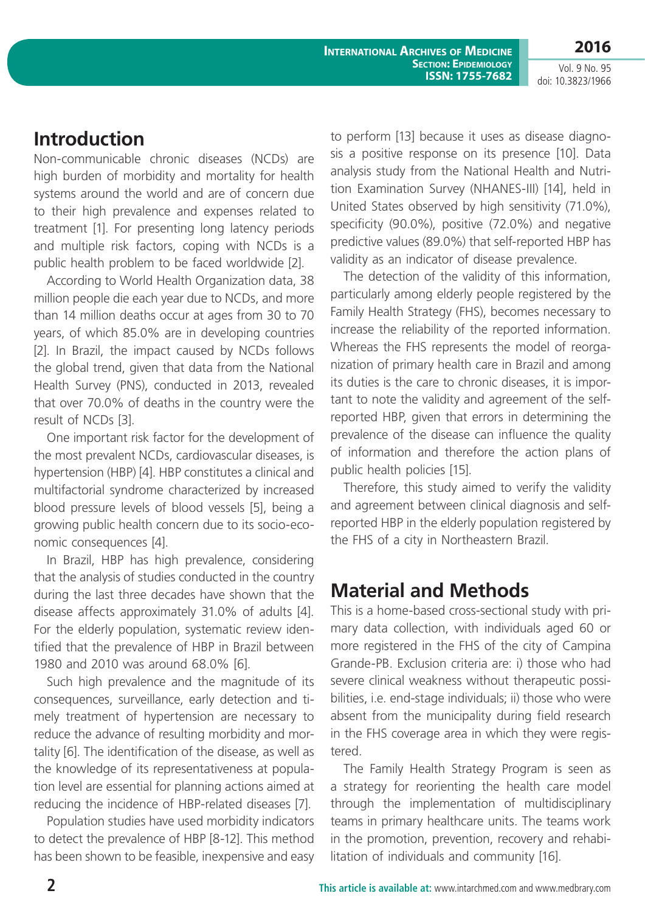## Introduction

Non-communicable chronic diseases (NCDs) are high burden of morbidity and mortality for health systems around the world and are of concern due to their high prevalence and expenses related to treatment [1]. For presenting long latency periods and multiple risk factors, coping with NCDs is a public health problem to be faced worldwide [2].

According to World Health Organization data, 38 million people die each year due to NCDs, and more than 14 million deaths occur at ages from 30 to 70 years, of which 85.0% are in developing countries [2]. In Brazil, the impact caused by NCDs follows the global trend, given that data from the National Health Survey (PNS), conducted in 2013, revealed that over 70.0% of deaths in the country were the result of NCDs [3].

One important risk factor for the development of the most prevalent NCDs, cardiovascular diseases, is hypertension (HBP) [4]. HBP constitutes a clinical and multifactorial syndrome characterized by increased blood pressure levels of blood vessels [5], being a growing public health concern due to its socio-economic consequences [4].

In Brazil, HBP has high prevalence, considering that the analysis of studies conducted in the country during the last three decades have shown that the disease affects approximately 31.0% of adults [4]. For the elderly population, systematic review identified that the prevalence of HBP in Brazil between 1980 and 2010 was around 68.0% [6].

Such high prevalence and the magnitude of its consequences, surveillance, early detection and timely treatment of hypertension are necessary to reduce the advance of resulting morbidity and mortality [6]. The identification of the disease, as well as the knowledge of its representativeness at population level are essential for planning actions aimed at reducing the incidence of HBP-related diseases [7].

Population studies have used morbidity indicators to detect the prevalence of HBP [8-12]. This method has been shown to be feasible, inexpensive and easy to perform [13] because it uses as disease diagnosis a positive response on its presence [10]. Data analysis study from the National Health and Nutrition Examination Survey (NHANES-III) [14], held in United States observed by high sensitivity (71.0%), specificity (90.0%), positive (72.0%) and negative predictive values (89.0%) that self-reported HBP has validity as an indicator of disease prevalence.

The detection of the validity of this information, particularly among elderly people registered by the Family Health Strategy (FHS), becomes necessary to increase the reliability of the reported information. Whereas the FHS represents the model of reorganization of primary health care in Brazil and among its duties is the care to chronic diseases, it is important to note the validity and agreement of the self-reported HBP, given that errors in determining the prevalence of the disease can influence the quality of information and therefore the action plans of public health policies [15].

Therefore, this study aimed to verify the validity and agreement between clinical diagnosis and self-reported HBP in the elderly population registered by the FHS of a city in Northeastern Brazil.

## Material and Methods

This is a home-based cross-sectional study with primary data collection, with individuals aged 60 or more registered in the FHS of the city of Campina Grande-PB. Exclusion criteria are: i) those who had severe clinical weakness without therapeutic possibilities, i.e. end-stage individuals; ii) those who were absent from the municipality during field research in the FHS coverage area in which they were registered.

The Family Health Strategy Program is seen as a strategy for reorienting the health care model through the implementation of multidisciplinary teams in primary healthcare units. The teams work in the promotion, prevention, recovery and rehabilitation of individuals and community [16].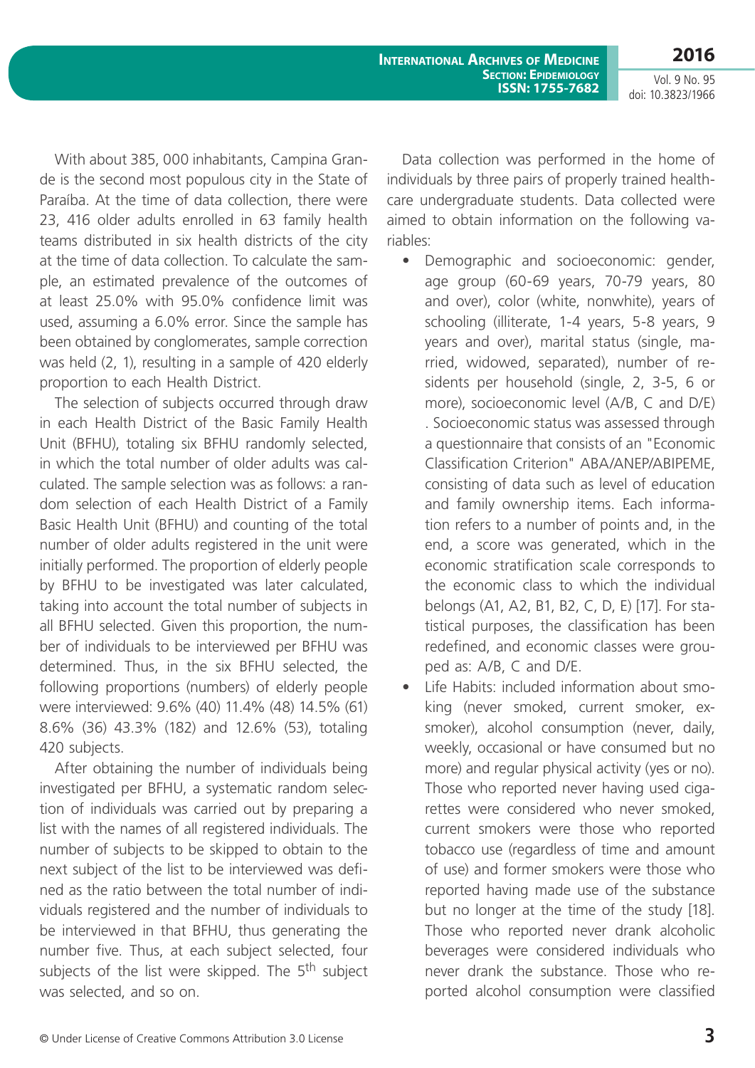With about 385, 000 inhabitants, Campina Grande is the second most populous city in the State of Paraíba. At the time of data collection, there were 23, 416 older adults enrolled in 63 family health teams distributed in six health districts of the city at the time of data collection. To calculate the sample, an estimated prevalence of the outcomes of at least 25.0% with 95.0% confidence limit was used, assuming a 6.0% error. Since the sample has been obtained by conglomerates, sample correction was held (2, 1), resulting in a sample of 420 elderly proportion to each Health District.

The selection of subjects occurred through draw in each Health District of the Basic Family Health Unit (BFHU), totaling six BFHU randomly selected, in which the total number of older adults was calculated. The sample selection was as follows: a random selection of each Health District of a Family Basic Health Unit (BFHU) and counting of the total number of older adults registered in the unit were initially performed. The proportion of elderly people by BFHU to be investigated was later calculated, taking into account the total number of subjects in all BFHU selected. Given this proportion, the number of individuals to be interviewed per BFHU was determined. Thus, in the six BFHU selected, the following proportions (numbers) of elderly people were interviewed: 9.6% (40) 11.4% (48) 14.5% (61) 8.6% (36) 43.3% (182) and 12.6% (53), totaling 420 subjects.

After obtaining the number of individuals being investigated per BFHU, a systematic random selection of individuals was carried out by preparing a list with the names of all registered individuals. The number of subjects to be skipped to obtain to the next subject of the list to be interviewed was defined as the ratio between the total number of individuals registered and the number of individuals to be interviewed in that BFHU, thus generating the number five. Thus, at each subject selected, four subjects of the list were skipped. The 5th subject was selected, and so on.

Data collection was performed in the home of individuals by three pairs of properly trained healthcare undergraduate students. Data collected were aimed to obtain information on the following variables:

- Demographic and socioeconomic: gender, age group (60-69 years, 70-79 years, 80 and over), color (white, nonwhite), years of schooling (illiterate, 1-4 years, 5-8 years, 9 years and over), marital status (single, married, widowed, separated), number of residents per household (single, 2, 3-5, 6 or more), socioeconomic level (A/B, C and D/E) . Socioeconomic status was assessed through a questionnaire that consists of an "Economic Classification Criterion" ABA/ANEP/ABIPEME, consisting of data such as level of education and family ownership items. Each information refers to a number of points and, in the end, a score was generated, which in the economic stratification scale corresponds to the economic class to which the individual belongs (A1, A2, B1, B2, C, D, E) [17]. For statistical purposes, the classification has been redefined, and economic classes were grouped as: A/B, C and D/E.
- Life Habits: included information about smoking (never smoked, current smoker, ex-smoker), alcohol consumption (never, daily, weekly, occasional or have consumed but no more) and regular physical activity (yes or no). Those who reported never having used cigarettes were considered who never smoked, current smokers were those who reported tobacco use (regardless of time and amount of use) and former smokers were those who reported having made use of the substance but no longer at the time of the study [18]. Those who reported never drank alcoholic beverages were considered individuals who never drank the substance. Those who reported alcohol consumption were classified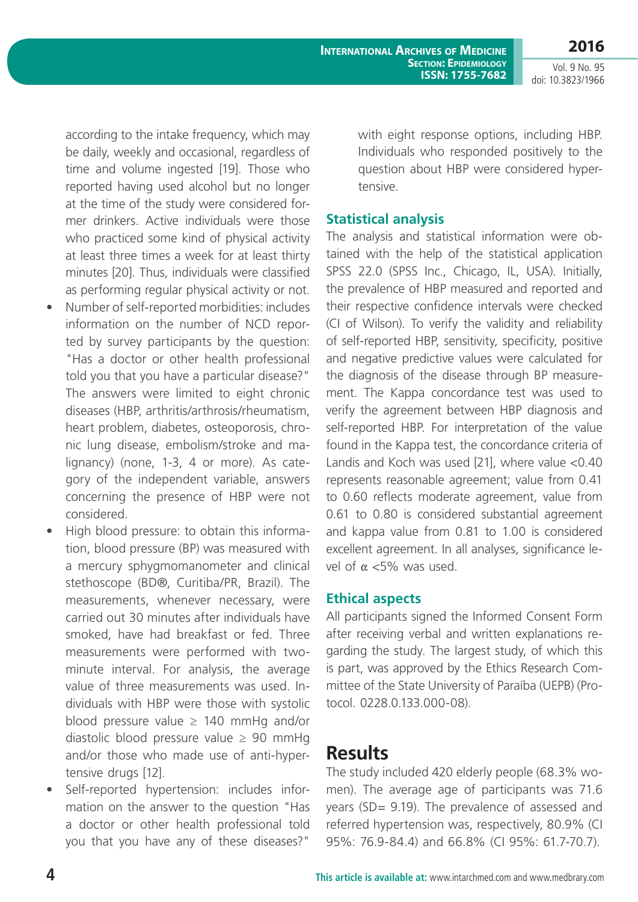according to the intake frequency, which may be daily, weekly and occasional, regardless of time and volume ingested [19]. Those who reported having used alcohol but no longer at the time of the study were considered former drinkers. Active individuals were those who practiced some kind of physical activity at least three times a week for at least thirty minutes [20]. Thus, individuals were classified as performing regular physical activity or not.

- Number of self-reported morbidities: includes information on the number of NCD reported by survey participants by the question: "Has a doctor or other health professional told you that you have a particular disease?" The answers were limited to eight chronic diseases (HBP, arthritis/arthrosis/rheumatism, heart problem, diabetes, osteoporosis, chronic lung disease, embolism/stroke and malignancy) (none, 1-3, 4 or more). As category of the independent variable, answers concerning the presence of HBP were not considered.
- High blood pressure: to obtain this information, blood pressure (BP) was measured with a mercury sphygmomanometer and clinical stethoscope (BD®, Curitiba/PR, Brazil). The measurements, whenever necessary, were carried out 30 minutes after individuals have smoked, have had breakfast or fed. Three measurements were performed with two-minute interval. For analysis, the average value of three measurements was used. Individuals with HBP were those with systolic blood pressure value ≥ 140 mmHg and/or diastolic blood pressure value ≥ 90 mmHg and/or those who made use of anti-hypertensive drugs [12].
- Self-reported hypertension: includes information on the answer to the question "Has a doctor or other health professional told you that you have any of these diseases?" with eight response options, including HBP. Individuals who responded positively to the question about HBP were considered hypertensive.

### Statistical analysis

The analysis and statistical information were obtained with the help of the statistical application SPSS 22.0 (SPSS Inc., Chicago, IL, USA). Initially, the prevalence of HBP measured and reported and their respective confidence intervals were checked (CI of Wilson). To verify the validity and reliability of self-reported HBP, sensitivity, specificity, positive and negative predictive values were calculated for the diagnosis of the disease through BP measurement. The Kappa concordance test was used to verify the agreement between HBP diagnosis and self-reported HBP. For interpretation of the value found in the Kappa test, the concordance criteria of Landis and Koch was used [21], where value <0.40 represents reasonable agreement; value from 0.41 to 0.60 reflects moderate agreement, value from 0.61 to 0.80 is considered substantial agreement and kappa value from 0.81 to 1.00 is considered excellent agreement. In all analyses, significance level of $\alpha$ <5% was used.

### Ethical aspects

All participants signed the Informed Consent Form after receiving verbal and written explanations regarding the study. The largest study, of which this is part, was approved by the Ethics Research Committee of the State University of Paraíba (UEPB) (Protocol. 0228.0.133.000-08).

## Results

The study included 420 elderly people (68.3% women). The average age of participants was 71.6 years (SD= 9.19). The prevalence of assessed and referred hypertension was, respectively, 80.9% (CI 95%: 76.9-84.4) and 66.8% (CI 95%: 61.7-70.7).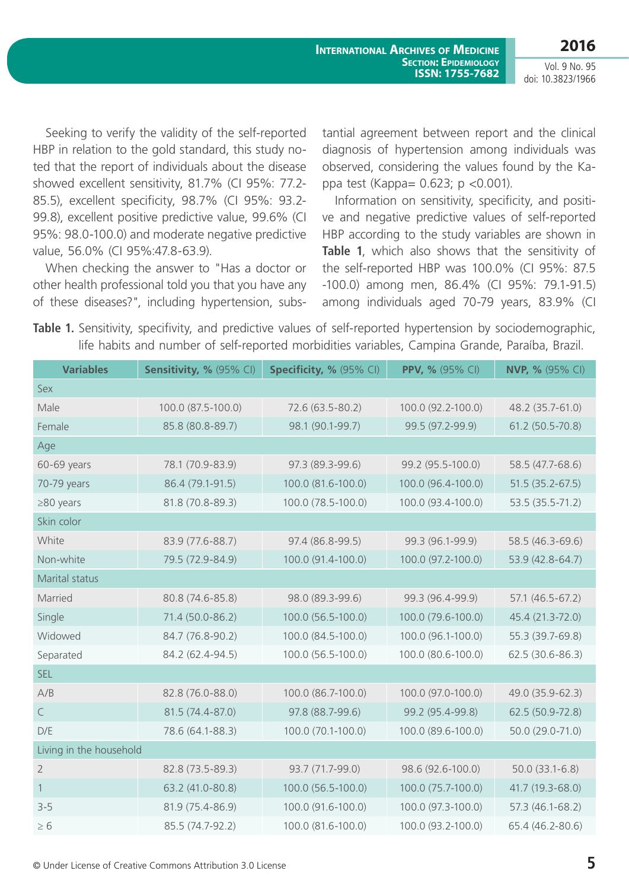Seeking to verify the validity of the self-reported HBP in relation to the gold standard, this study noted that the report of individuals about the disease showed excellent sensitivity, 81.7% (CI 95%: 77.2-85.5), excellent specificity, 98.7% (CI 95%: 93.2-99.8), excellent positive predictive value, 99.6% (CI 95%: 98.0-100.0) and moderate negative predictive value, 56.0% (CI 95%:47.8-63.9).

When checking the answer to "Has a doctor or other health professional told you that you have any of these diseases?", including hypertension, substantial agreement between report and the clinical diagnosis of hypertension among individuals was observed, considering the values found by the Kappa test (Kappa= 0.623; p <0.001).

Information on sensitivity, specificity, and positive and negative predictive values of self-reported HBP according to the study variables are shown in **Table 1**, which also shows that the sensitivity of the self-reported HBP was 100.0% (CI 95%: 87.5 -100.0) among men, 86.4% (CI 95%: 79.1-91.5) among individuals aged 70-79 years, 83.9% (CI

**Table 1.** Sensitivity, specifivity, and predictive values of self-reported hypertension by sociodemographic, life habits and number of self-reported morbidities variables, Campina Grande, Paraíba, Brazil.

| Variables | **Sensitivity, %** (95% CI) | **Specificity, %** (95% CI) | **PPV, %** (95% CI) | **NVP, %** (95% CI) |
|---|---|---|---|---|
| Sex | | | | |
| Male | 100.0 (87.5-100.0) | 72.6 (63.5-80.2) | 100.0 (92.2-100.0) | 48.2 (35.7-61.0) |
| Female | 85.8 (80.8-89.7) | 98.1 (90.1-99.7) | 99.5 (97.2-99.9) | 61.2 (50.5-70.8) |
| Age | | | | |
| 60-69 years | 78.1 (70.9-83.9) | 97.3 (89.3-99.6) | 99.2 (95.5-100.0) | 58.5 (47.7-68.6) |
| 70-79 years | 86.4 (79.1-91.5) | 100.0 (81.6-100.0) | 100.0 (96.4-100.0) | 51.5 (35.2-67.5) |
| ≥80 years | 81.8 (70.8-89.3) | 100.0 (78.5-100.0) | 100.0 (93.4-100.0) | 53.5 (35.5-71.2) |
| Skin color | | | | |
| White | 83.9 (77.6-88.7) | 97.4 (86.8-99.5) | 99.3 (96.1-99.9) | 58.5 (46.3-69.6) |
| Non-white | 79.5 (72.9-84.9) | 100.0 (91.4-100.0) | 100.0 (97.2-100.0) | 53.9 (42.8-64.7) |
| Marital status | | | | |
| Married | 80.8 (74.6-85.8) | 98.0 (89.3-99.6) | 99.3 (96.4-99.9) | 57.1 (46.5-67.2) |
| Single | 71.4 (50.0-86.2) | 100.0 (56.5-100.0) | 100.0 (79.6-100.0) | 45.4 (21.3-72.0) |
| Widowed | 84.7 (76.8-90.2) | 100.0 (84.5-100.0) | 100.0 (96.1-100.0) | 55.3 (39.7-69.8) |
| Separated | 84.2 (62.4-94.5) | 100.0 (56.5-100.0) | 100.0 (80.6-100.0) | 62.5 (30.6-86.3) |
| SEL | | | | |
| A/B | 82.8 (76.0-88.0) | 100.0 (86.7-100.0) | 100.0 (97.0-100.0) | 49.0 (35.9-62.3) |
| C | 81.5 (74.4-87.0) | 97.8 (88.7-99.6) | 99.2 (95.4-99.8) | 62.5 (50.9-72.8) |
| D/E | 78.6 (64.1-88.3) | 100.0 (70.1-100.0) | 100.0 (89.6-100.0) | 50.0 (29.0-71.0) |
| Living in the household | | | | |
| 2 | 82.8 (73.5-89.3) | 93.7 (71.7-99.0) | 98.6 (92.6-100.0) | 50.0 (33.1-6.8) |
| 1 | 63.2 (41.0-80.8) | 100.0 (56.5-100.0) | 100.0 (75.7-100.0) | 41.7 (19.3-68.0) |
| 3-5 | 81.9 (75.4-86.9) | 100.0 (91.6-100.0) | 100.0 (97.3-100.0) | 57.3 (46.1-68.2) |
| ≥ 6 | 85.5 (74.7-92.2) | 100.0 (81.6-100.0) | 100.0 (93.2-100.0) | 65.4 (46.2-80.6) |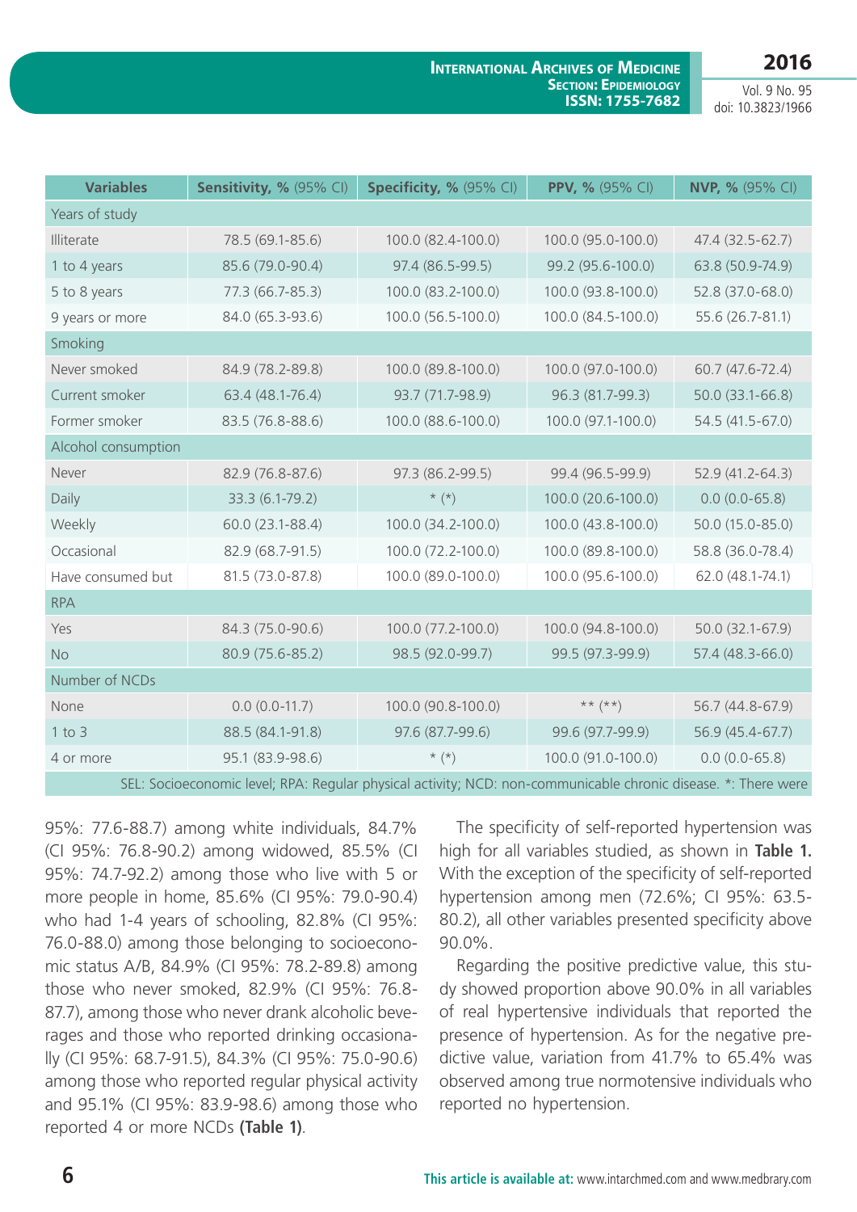| Variables | Sensitivity, % (95% CI) | Specificity, % (95% CI) | PPV, % (95% CI) | NVP, % (95% CI) |
|---|---|---|---|---|
| Years of study | | | | |
| Illiterate | 78.5 (69.1-85.6) | 100.0 (82.4-100.0) | 100.0 (95.0-100.0) | 47.4 (32.5-62.7) |
| 1 to 4 years | 85.6 (79.0-90.4) | 97.4 (86.5-99.5) | 99.2 (95.6-100.0) | 63.8 (50.9-74.9) |
| 5 to 8 years | 77.3 (66.7-85.3) | 100.0 (83.2-100.0) | 100.0 (93.8-100.0) | 52.8 (37.0-68.0) |
| 9 years or more | 84.0 (65.3-93.6) | 100.0 (56.5-100.0) | 100.0 (84.5-100.0) | 55.6 (26.7-81.1) |
| Smoking | | | | |
| Never smoked | 84.9 (78.2-89.8) | 100.0 (89.8-100.0) | 100.0 (97.0-100.0) | 60.7 (47.6-72.4) |
| Current smoker | 63.4 (48.1-76.4) | 93.7 (71.7-98.9) | 96.3 (81.7-99.3) | 50.0 (33.1-66.8) |
| Former smoker | 83.5 (76.8-88.6) | 100.0 (88.6-100.0) | 100.0 (97.1-100.0) | 54.5 (41.5-67.0) |
| Alcohol consumption | | | | |
| Never | 82.9 (76.8-87.6) | 97.3 (86.2-99.5) | 99.4 (96.5-99.9) | 52.9 (41.2-64.3) |
| Daily | 33.3 (6.1-79.2) | * (*) | 100.0 (20.6-100.0) | 0.0 (0.0-65.8) |
| Weekly | 60.0 (23.1-88.4) | 100.0 (34.2-100.0) | 100.0 (43.8-100.0) | 50.0 (15.0-85.0) |
| Occasional | 82.9 (68.7-91.5) | 100.0 (72.2-100.0) | 100.0 (89.8-100.0) | 58.8 (36.0-78.4) |
| Have consumed but | 81.5 (73.0-87.8) | 100.0 (89.0-100.0) | 100.0 (95.6-100.0) | 62.0 (48.1-74.1) |
| RPA | | | | |
| Yes | 84.3 (75.0-90.6) | 100.0 (77.2-100.0) | 100.0 (94.8-100.0) | 50.0 (32.1-67.9) |
| No | 80.9 (75.6-85.2) | 98.5 (92.0-99.7) | 99.5 (97.3-99.9) | 57.4 (48.3-66.0) |
| Number of NCDs | | | | |
| None | 0.0 (0.0-11.7) | 100.0 (90.8-100.0) | ** (**) | 56.7 (44.8-67.9) |
| 1 to 3 | 88.5 (84.1-91.8) | 97.6 (87.7-99.6) | 99.6 (97.7-99.9) | 56.9 (45.4-67.7) |
| 4 or more | 95.1 (83.9-98.6) | * (*) | 100.0 (91.0-100.0) | 0.0 (0.0-65.8) |

SEL: Socioeconomic level; RPA: Regular physical activity; NCD: non-communicable chronic disease. *: There were

95%: 77.6-88.7) among white individuals, 84.7% (CI 95%: 76.8-90.2) among widowed, 85.5% (CI 95%: 74.7-92.2) among those who live with 5 or more people in home, 85.6% (CI 95%: 79.0-90.4) who had 1-4 years of schooling, 82.8% (CI 95%: 76.0-88.0) among those belonging to socioeconomic status A/B, 84.9% (CI 95%: 78.2-89.8) among those who never smoked, 82.9% (CI 95%: 76.8-87.7), among those who never drank alcoholic beverages and those who reported drinking occasionally (CI 95%: 68.7-91.5), 84.3% (CI 95%: 75.0-90.6) among those who reported regular physical activity and 95.1% (CI 95%: 83.9-98.6) among those who reported 4 or more NCDs **(Table 1)**.

The specificity of self-reported hypertension was high for all variables studied, as shown in **Table 1.** With the exception of the specificity of self-reported hypertension among men (72.6%; CI 95%: 63.5-80.2), all other variables presented specificity above 90.0%.

Regarding the positive predictive value, this study showed proportion above 90.0% in all variables of real hypertensive individuals that reported the presence of hypertension. As for the negative predictive value, variation from 41.7% to 65.4% was observed among true normotensive individuals who reported no hypertension.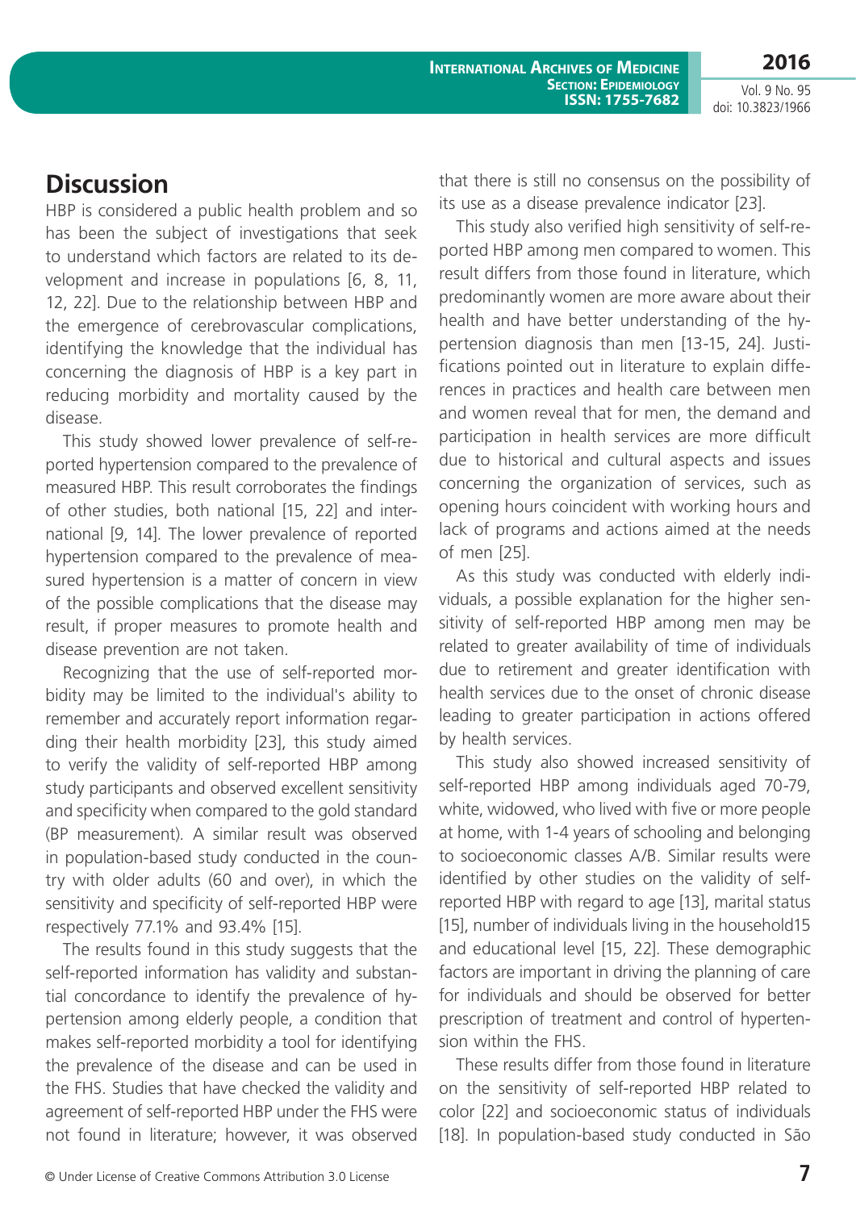## Discussion

HBP is considered a public health problem and so has been the subject of investigations that seek to understand which factors are related to its development and increase in populations [6, 8, 11, 12, 22]. Due to the relationship between HBP and the emergence of cerebrovascular complications, identifying the knowledge that the individual has concerning the diagnosis of HBP is a key part in reducing morbidity and mortality caused by the disease.

This study showed lower prevalence of self-reported hypertension compared to the prevalence of measured HBP. This result corroborates the findings of other studies, both national [15, 22] and international [9, 14]. The lower prevalence of reported hypertension compared to the prevalence of measured hypertension is a matter of concern in view of the possible complications that the disease may result, if proper measures to promote health and disease prevention are not taken.

Recognizing that the use of self-reported morbidity may be limited to the individual's ability to remember and accurately report information regarding their health morbidity [23], this study aimed to verify the validity of self-reported HBP among study participants and observed excellent sensitivity and specificity when compared to the gold standard (BP measurement). A similar result was observed in population-based study conducted in the country with older adults (60 and over), in which the sensitivity and specificity of self-reported HBP were respectively 77.1% and 93.4% [15].

The results found in this study suggests that the self-reported information has validity and substantial concordance to identify the prevalence of hypertension among elderly people, a condition that makes self-reported morbidity a tool for identifying the prevalence of the disease and can be used in the FHS. Studies that have checked the validity and agreement of self-reported HBP under the FHS were not found in literature; however, it was observed that there is still no consensus on the possibility of its use as a disease prevalence indicator [23].

This study also verified high sensitivity of self-reported HBP among men compared to women. This result differs from those found in literature, which predominantly women are more aware about their health and have better understanding of the hypertension diagnosis than men [13-15, 24]. Justifications pointed out in literature to explain differences in practices and health care between men and women reveal that for men, the demand and participation in health services are more difficult due to historical and cultural aspects and issues concerning the organization of services, such as opening hours coincident with working hours and lack of programs and actions aimed at the needs of men [25].

As this study was conducted with elderly individuals, a possible explanation for the higher sensitivity of self-reported HBP among men may be related to greater availability of time of individuals due to retirement and greater identification with health services due to the onset of chronic disease leading to greater participation in actions offered by health services.

This study also showed increased sensitivity of self-reported HBP among individuals aged 70-79, white, widowed, who lived with five or more people at home, with 1-4 years of schooling and belonging to socioeconomic classes A/B. Similar results were identified by other studies on the validity of self-reported HBP with regard to age [13], marital status [15], number of individuals living in the household15 and educational level [15, 22]. These demographic factors are important in driving the planning of care for individuals and should be observed for better prescription of treatment and control of hypertension within the FHS.

These results differ from those found in literature on the sensitivity of self-reported HBP related to color [22] and socioeconomic status of individuals [18]. In population-based study conducted in São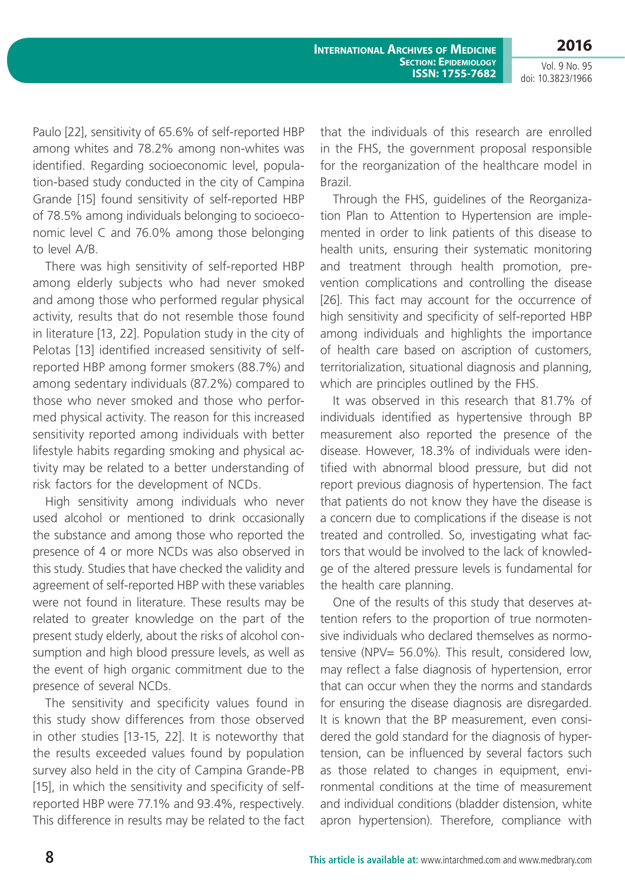Paulo [22], sensitivity of 65.6% of self-reported HBP among whites and 78.2% among non-whites was identified. Regarding socioeconomic level, population-based study conducted in the city of Campina Grande [15] found sensitivity of self-reported HBP of 78.5% among individuals belonging to socioeconomic level C and 76.0% among those belonging to level A/B.

There was high sensitivity of self-reported HBP among elderly subjects who had never smoked and among those who performed regular physical activity, results that do not resemble those found in literature [13, 22]. Population study in the city of Pelotas [13] identified increased sensitivity of self-reported HBP among former smokers (88.7%) and among sedentary individuals (87.2%) compared to those who never smoked and those who performed physical activity. The reason for this increased sensitivity reported among individuals with better lifestyle habits regarding smoking and physical activity may be related to a better understanding of risk factors for the development of NCDs.

High sensitivity among individuals who never used alcohol or mentioned to drink occasionally the substance and among those who reported the presence of 4 or more NCDs was also observed in this study. Studies that have checked the validity and agreement of self-reported HBP with these variables were not found in literature. These results may be related to greater knowledge on the part of the present study elderly, about the risks of alcohol consumption and high blood pressure levels, as well as the event of high organic commitment due to the presence of several NCDs.

The sensitivity and specificity values found in this study show differences from those observed in other studies [13-15, 22]. It is noteworthy that the results exceeded values found by population survey also held in the city of Campina Grande-PB [15], in which the sensitivity and specificity of self-reported HBP were 77.1% and 93.4%, respectively. This difference in results may be related to the fact that the individuals of this research are enrolled in the FHS, the government proposal responsible for the reorganization of the healthcare model in Brazil.

Through the FHS, guidelines of the Reorganization Plan to Attention to Hypertension are implemented in order to link patients of this disease to health units, ensuring their systematic monitoring and treatment through health promotion, prevention complications and controlling the disease [26]. This fact may account for the occurrence of high sensitivity and specificity of self-reported HBP among individuals and highlights the importance of health care based on ascription of customers, territorialization, situational diagnosis and planning, which are principles outlined by the FHS.

It was observed in this research that 81.7% of individuals identified as hypertensive through BP measurement also reported the presence of the disease. However, 18.3% of individuals were identified with abnormal blood pressure, but did not report previous diagnosis of hypertension. The fact that patients do not know they have the disease is a concern due to complications if the disease is not treated and controlled. So, investigating what factors that would be involved to the lack of knowledge of the altered pressure levels is fundamental for the health care planning.

One of the results of this study that deserves attention refers to the proportion of true normotensive individuals who declared themselves as normotensive (NPV= 56.0%). This result, considered low, may reflect a false diagnosis of hypertension, error that can occur when they the norms and standards for ensuring the disease diagnosis are disregarded. It is known that the BP measurement, even considered the gold standard for the diagnosis of hypertension, can be influenced by several factors such as those related to changes in equipment, environmental conditions at the time of measurement and individual conditions (bladder distension, white apron hypertension). Therefore, compliance with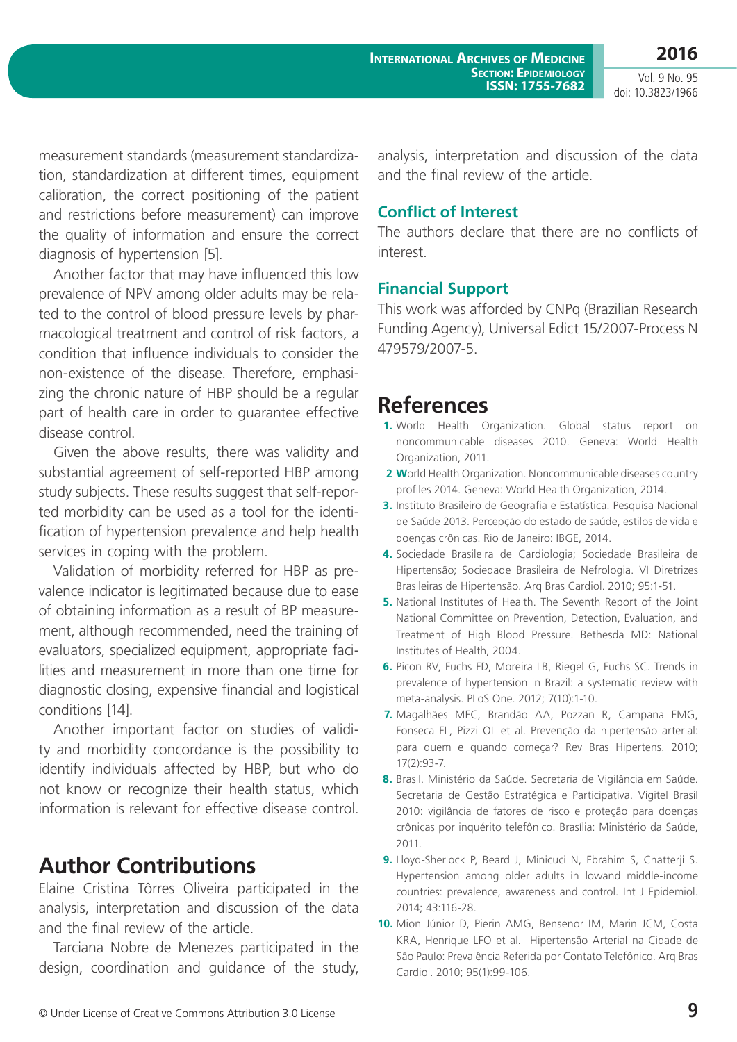measurement standards (measurement standardization, standardization at different times, equipment calibration, the correct positioning of the patient and restrictions before measurement) can improve the quality of information and ensure the correct diagnosis of hypertension [5].

Another factor that may have influenced this low prevalence of NPV among older adults may be related to the control of blood pressure levels by pharmacological treatment and control of risk factors, a condition that influence individuals to consider the non-existence of the disease. Therefore, emphasizing the chronic nature of HBP should be a regular part of health care in order to guarantee effective disease control.

Given the above results, there was validity and substantial agreement of self-reported HBP among study subjects. These results suggest that self-reported morbidity can be used as a tool for the identification of hypertension prevalence and help health services in coping with the problem.

Validation of morbidity referred for HBP as prevalence indicator is legitimated because due to ease of obtaining information as a result of BP measurement, although recommended, need the training of evaluators, specialized equipment, appropriate facilities and measurement in more than one time for diagnostic closing, expensive financial and logistical conditions [14].

Another important factor on studies of validity and morbidity concordance is the possibility to identify individuals affected by HBP, but who do not know or recognize their health status, which information is relevant for effective disease control.

## Author Contributions

Elaine Cristina Tôrres Oliveira participated in the analysis, interpretation and discussion of the data and the final review of the article.

Tarciana Nobre de Menezes participated in the design, coordination and guidance of the study, analysis, interpretation and discussion of the data and the final review of the article.

### Conflict of Interest

The authors declare that there are no conflicts of interest.

### Financial Support

This work was afforded by CNPq (Brazilian Research Funding Agency), Universal Edict 15/2007-Process N 479579/2007-5.

## References

1. World Health Organization. Global status report on noncommunicable diseases 2010. Geneva: World Health Organization, 2011.
2. World Health Organization. Noncommunicable diseases country profiles 2014. Geneva: World Health Organization, 2014.
3. Instituto Brasileiro de Geografia e Estatística. Pesquisa Nacional de Saúde 2013. Percepção do estado de saúde, estilos de vida e doenças crônicas. Rio de Janeiro: IBGE, 2014.
4. Sociedade Brasileira de Cardiologia; Sociedade Brasileira de Hipertensão; Sociedade Brasileira de Nefrologia. VI Diretrizes Brasileiras de Hipertensão. Arq Bras Cardiol. 2010; 95:1-51.
5. National Institutes of Health. The Seventh Report of the Joint National Committee on Prevention, Detection, Evaluation, and Treatment of High Blood Pressure. Bethesda MD: National Institutes of Health, 2004.
6. Picon RV, Fuchs FD, Moreira LB, Riegel G, Fuchs SC. Trends in prevalence of hypertension in Brazil: a systematic review with meta-analysis. PLoS One. 2012; 7(10):1-10.
7. Magalhães MEC, Brandão AA, Pozzan R, Campana EMG, Fonseca FL, Pizzi OL et al. Prevenção da hipertensão arterial: para quem e quando começar? Rev Bras Hipertens. 2010; 17(2):93-7.
8. Brasil. Ministério da Saúde. Secretaria de Vigilância em Saúde. Secretaria de Gestão Estratégica e Participativa. Vigitel Brasil 2010: vigilância de fatores de risco e proteção para doenças crônicas por inquérito telefônico. Brasília: Ministério da Saúde, 2011.
9. Lloyd-Sherlock P, Beard J, Minicuci N, Ebrahim S, Chatterji S. Hypertension among older adults in lowand middle-income countries: prevalence, awareness and control. Int J Epidemiol. 2014; 43:116-28.
10. Mion Júnior D, Pierin AMG, Bensenor IM, Marin JCM, Costa KRA, Henrique LFO et al. Hipertensão Arterial na Cidade de São Paulo: Prevalência Referida por Contato Telefônico. Arq Bras Cardiol. 2010; 95(1):99-106.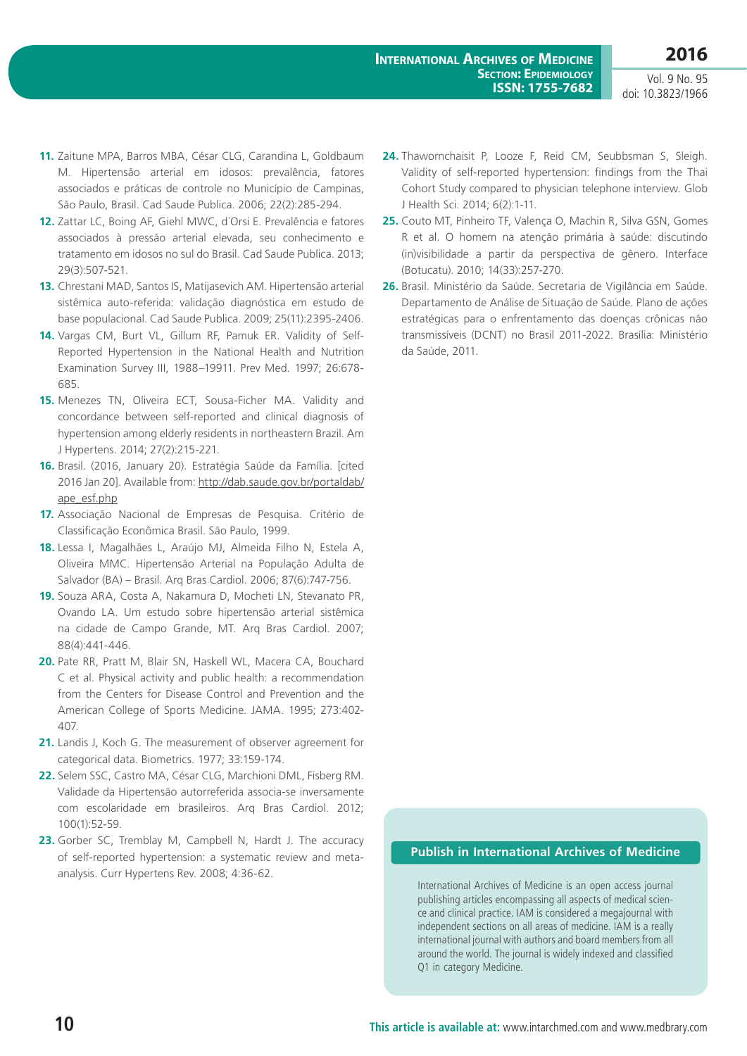11. Zaitune MPA, Barros MBA, César CLG, Carandina L, Goldbaum M. Hipertensão arterial em idosos: prevalência, fatores associados e práticas de controle no Município de Campinas, São Paulo, Brasil. Cad Saude Publica. 2006; 22(2):285-294.
12. Zattar LC, Boing AF, Giehl MWC, d´Orsi E. Prevalência e fatores associados à pressão arterial elevada, seu conhecimento e tratamento em idosos no sul do Brasil. Cad Saude Publica. 2013; 29(3):507-521.
13. Chrestani MAD, Santos IS, Matijasevich AM. Hipertensão arterial sistêmica auto-referida: validação diagnóstica em estudo de base populacional. Cad Saude Publica. 2009; 25(11):2395-2406.
14. Vargas CM, Burt VL, Gillum RF, Pamuk ER. Validity of Self-Reported Hypertension in the National Health and Nutrition Examination Survey III, 1988–19911. Prev Med. 1997; 26:678-685.
15. Menezes TN, Oliveira ECT, Sousa-Ficher MA. Validity and concordance between self-reported and clinical diagnosis of hypertension among elderly residents in northeastern Brazil. Am J Hypertens. 2014; 27(2):215-221.
16. Brasil. (2016, January 20). Estratégia Saúde da Família. [cited 2016 Jan 20]. Available from: http://dab.saude.gov.br/portaldab/ape_esf.php
17. Associação Nacional de Empresas de Pesquisa. Critério de Classificação Econômica Brasil. São Paulo, 1999.
18. Lessa I, Magalhães L, Araújo MJ, Almeida Filho N, Estela A, Oliveira MMC. Hipertensão Arterial na População Adulta de Salvador (BA) – Brasil. Arq Bras Cardiol. 2006; 87(6):747-756.
19. Souza ARA, Costa A, Nakamura D, Mocheti LN, Stevanato PR, Ovando LA. Um estudo sobre hipertensão arterial sistêmica na cidade de Campo Grande, MT. Arq Bras Cardiol. 2007; 88(4):441-446.
20. Pate RR, Pratt M, Blair SN, Haskell WL, Macera CA, Bouchard C et al. Physical activity and public health: a recommendation from the Centers for Disease Control and Prevention and the American College of Sports Medicine. JAMA. 1995; 273:402-407.
21. Landis J, Koch G. The measurement of observer agreement for categorical data. Biometrics. 1977; 33:159-174.
22. Selem SSC, Castro MA, César CLG, Marchioni DML, Fisberg RM. Validade da Hipertensão autorreferida associa-se inversamente com escolaridade em brasileiros. Arq Bras Cardiol. 2012; 100(1):52-59.
23. Gorber SC, Tremblay M, Campbell N, Hardt J. The accuracy of self-reported hypertension: a systematic review and meta-analysis. Curr Hypertens Rev. 2008; 4:36-62.
24. Thawornchaisit P, Looze F, Reid CM, Seubbsman S, Sleigh. Validity of self-reported hypertension: findings from the Thai Cohort Study compared to physician telephone interview. Glob J Health Sci. 2014; 6(2):1-11.
25. Couto MT, Pinheiro TF, Valença O, Machin R, Silva GSN, Gomes R et al. O homem na atenção primária à saúde: discutindo (in)visibilidade a partir da perspectiva de gênero. Interface (Botucatu). 2010; 14(33):257-270.
26. Brasil. Ministério da Saúde. Secretaria de Vigilância em Saúde. Departamento de Análise de Situação de Saúde. Plano de ações estratégicas para o enfrentamento das doenças crônicas não transmissíveis (DCNT) no Brasil 2011-2022. Brasília: Ministério da Saúde, 2011.

**Publish in International Archives of Medicine**

International Archives of Medicine is an open access journal publishing articles encompassing all aspects of medical science and clinical practice. IAM is considered a megajournal with independent sections on all areas of medicine. IAM is a really international journal with authors and board members from all around the world. The journal is widely indexed and classified Q1 in category Medicine.